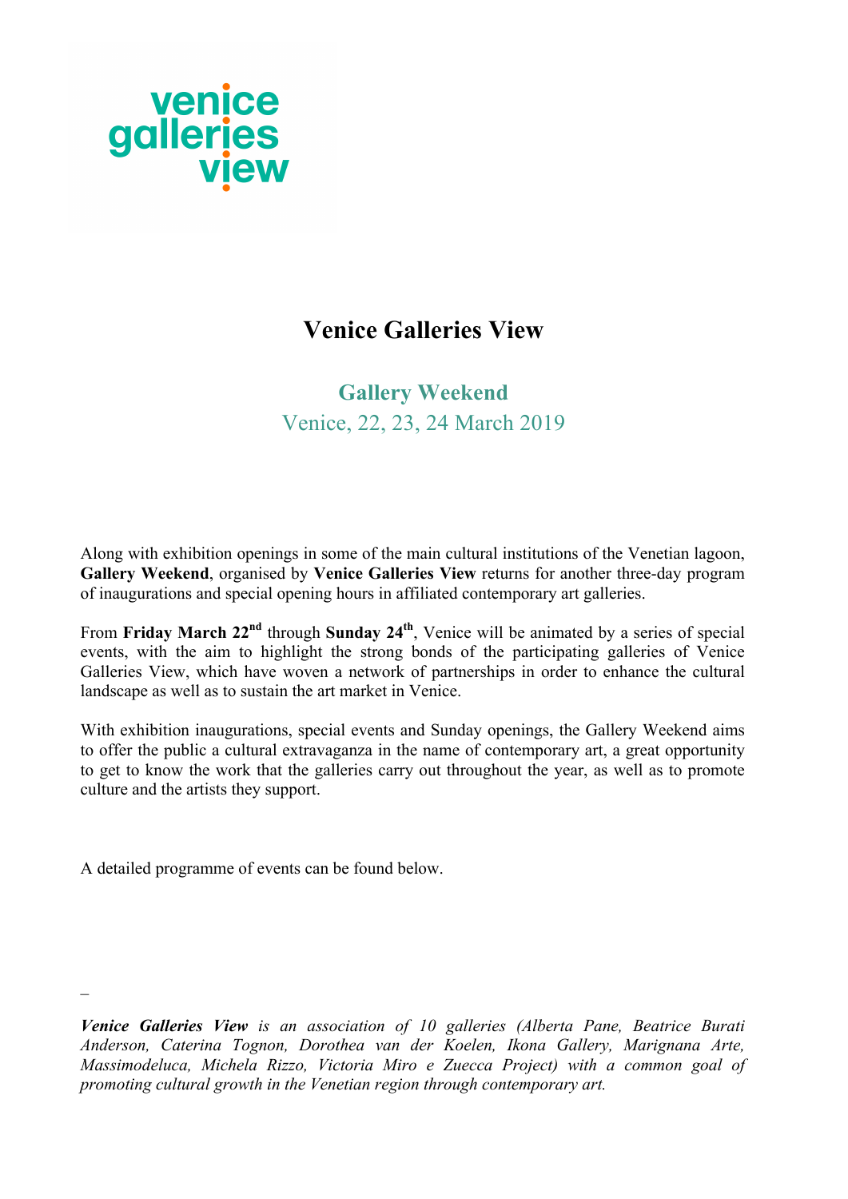venice galleries view

# Venice Galleries View

## Gallery Weekend

Venice, 22, 23, 24 March 2019

Along with exhibition openings in some of the main cultural institutions of the Venetian lagoon, **Gallery Weekend**, organised by **Venice Galleries View** returns for another three-day program of inaugurations and special opening hours in affiliated contemporary art galleries.

From **Friday March 22nd** through **Sunday 24th**, Venice will be animated by a series of special events, with the aim to highlight the strong bonds of the participating galleries of Venice Galleries View, which have woven a network of partnerships in order to enhance the cultural landscape as well as to sustain the art market in Venice.

With exhibition inaugurations, special events and Sunday openings, the Gallery Weekend aims to offer the public a cultural extravaganza in the name of contemporary art, a great opportunity to get to know the work that the galleries carry out throughout the year, as well as to promote culture and the artists they support.

A detailed programme of events can be found below.

–

***Venice Galleries View*** *is an association of 10 galleries (Alberta Pane, Beatrice Burati Anderson, Caterina Tognon, Dorothea van der Koelen, Ikona Gallery, Marignana Arte, Massimodeluca, Michela Rizzo, Victoria Miro e Zuecca Project) with a common goal of promoting cultural growth in the Venetian region through contemporary art.*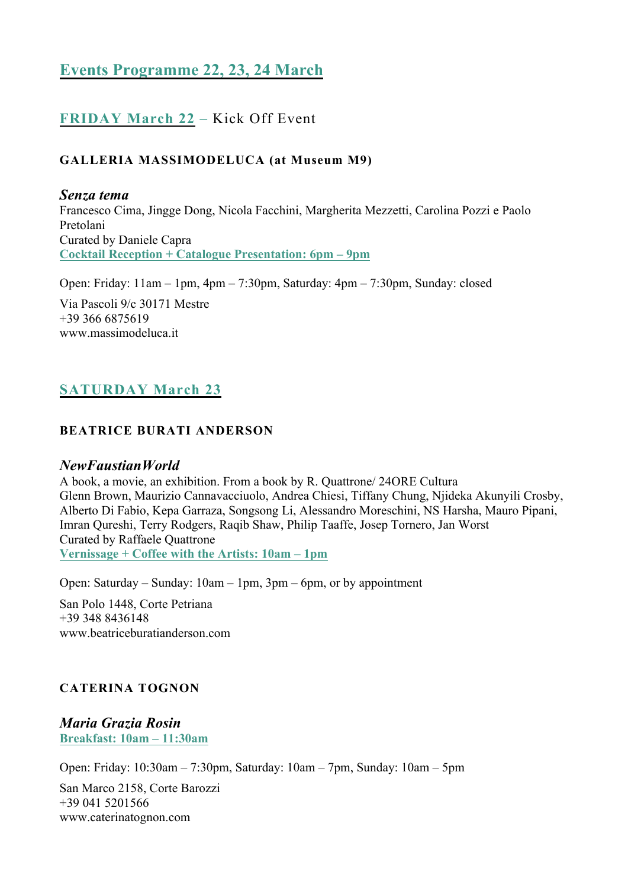# Events Programme 22, 23, 24 March

## FRIDAY March 22 – Kick Off Event

### GALLERIA MASSIMODELUCA (at Museum M9)

***Senza tema***
Francesco Cima, Jingge Dong, Nicola Facchini, Margherita Mezzetti, Carolina Pozzi e Paolo Pretolani
Curated by Daniele Capra
**Cocktail Reception + Catalogue Presentation: 6pm – 9pm**

Open: Friday: 11am – 1pm, 4pm – 7:30pm, Saturday: 4pm – 7:30pm, Sunday: closed

Via Pascoli 9/c 30171 Mestre
+39 366 6875619
www.massimodeluca.it

## SATURDAY March 23

### BEATRICE BURATI ANDERSON

***NewFaustianWorld***
A book, a movie, an exhibition. From a book by R. Quattrone/ 24ORE Cultura
Glenn Brown, Maurizio Cannavacciuolo, Andrea Chiesi, Tiffany Chung, Njideka Akunyili Crosby, Alberto Di Fabio, Kepa Garraza, Songsong Li, Alessandro Moreschini, NS Harsha, Mauro Pipani, Imran Qureshi, Terry Rodgers, Raqib Shaw, Philip Taaffe, Josep Tornero, Jan Worst
Curated by Raffaele Quattrone
**Vernissage + Coffee with the Artists: 10am – 1pm**

Open: Saturday – Sunday: 10am – 1pm, 3pm – 6pm, or by appointment

San Polo 1448, Corte Petriana
+39 348 8436148
www.beatriceburatianderson.com

### CATERINA TOGNON

***Maria Grazia Rosin***
**Breakfast: 10am – 11:30am**

Open: Friday: 10:30am – 7:30pm, Saturday: 10am – 7pm, Sunday: 10am – 5pm

San Marco 2158, Corte Barozzi
+39 041 5201566
www.caterinatognon.com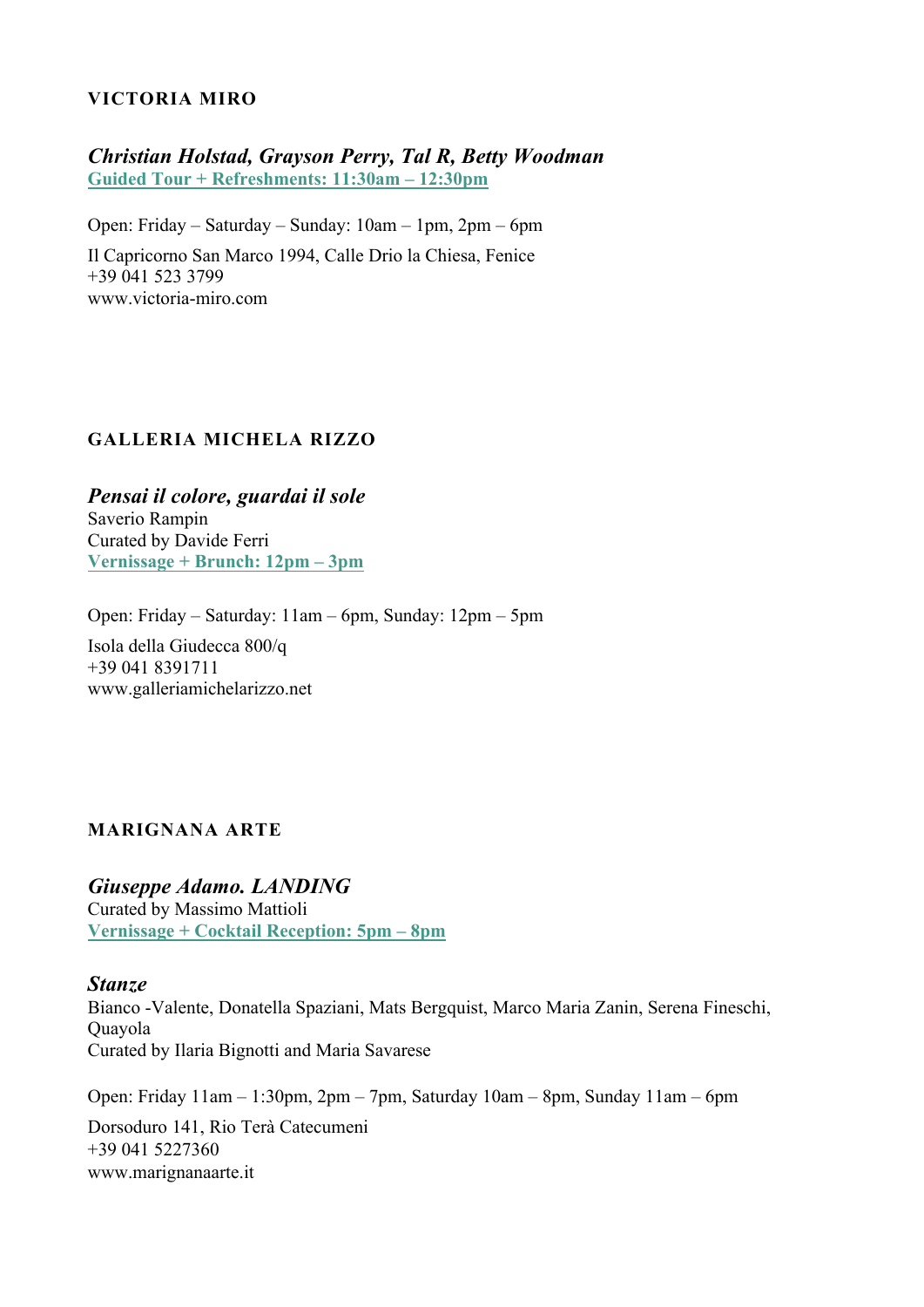## VICTORIA MIRO

### *Christian Holstad, Grayson Perry, Tal R, Betty Woodman*

**Guided Tour + Refreshments: 11:30am – 12:30pm**

Open: Friday – Saturday – Sunday: 10am – 1pm, 2pm – 6pm

Il Capricorno San Marco 1994, Calle Drio la Chiesa, Fenice
+39 041 523 3799
www.victoria-miro.com

## GALLERIA MICHELA RIZZO

### *Pensai il colore, guardai il sole*

Saverio Rampin
Curated by Davide Ferri
**Vernissage + Brunch: 12pm – 3pm**

Open: Friday – Saturday: 11am – 6pm, Sunday: 12pm – 5pm

Isola della Giudecca 800/q
+39 041 8391711
www.galleriamichelarizzo.net

## MARIGNANA ARTE

### *Giuseppe Adamo. LANDING*

Curated by Massimo Mattioli
**Vernissage + Cocktail Reception: 5pm – 8pm**

### *Stanze*

Bianco -Valente, Donatella Spaziani, Mats Bergquist, Marco Maria Zanin, Serena Fineschi, Quayola
Curated by Ilaria Bignotti and Maria Savarese

Open: Friday 11am – 1:30pm, 2pm – 7pm, Saturday 10am – 8pm, Sunday 11am – 6pm

Dorsoduro 141, Rio Terà Catecumeni
+39 041 5227360
www.marignanaarte.it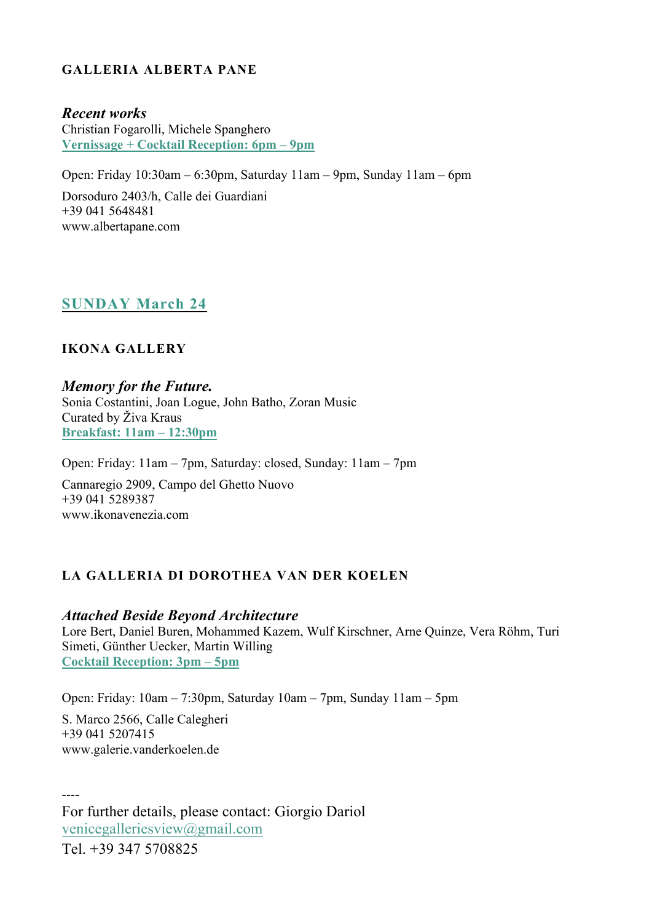### GALLERIA ALBERTA PANE

***Recent works***
Christian Fogarolli, Michele Spanghero
**Vernissage + Cocktail Reception: 6pm – 9pm**

Open: Friday 10:30am – 6:30pm, Saturday 11am – 9pm, Sunday 11am – 6pm

Dorsoduro 2403/h, Calle dei Guardiani
+39 041 5648481
www.albertapane.com

## SUNDAY March 24

### IKONA GALLERY

***Memory for the Future.***
Sonia Costantini, Joan Logue, John Batho, Zoran Music
Curated by Živa Kraus
**Breakfast: 11am – 12:30pm**

Open: Friday: 11am – 7pm, Saturday: closed, Sunday: 11am – 7pm

Cannaregio 2909, Campo del Ghetto Nuovo
+39 041 5289387
www.ikonavenezia.com

### LA GALLERIA DI DOROTHEA VAN DER KOELEN

***Attached Beside Beyond Architecture***
Lore Bert, Daniel Buren, Mohammed Kazem, Wulf Kirschner, Arne Quinze, Vera Röhm, Turi Simeti, Günther Uecker, Martin Willing
**Cocktail Reception: 3pm – 5pm**

Open: Friday: 10am – 7:30pm, Saturday 10am – 7pm, Sunday 11am – 5pm

S. Marco 2566, Calle Calegheri
+39 041 5207415
www.galerie.vanderkoelen.de

----

For further details, please contact: Giorgio Dariol
venicegalleriesview@gmail.com
Tel. +39 347 5708825